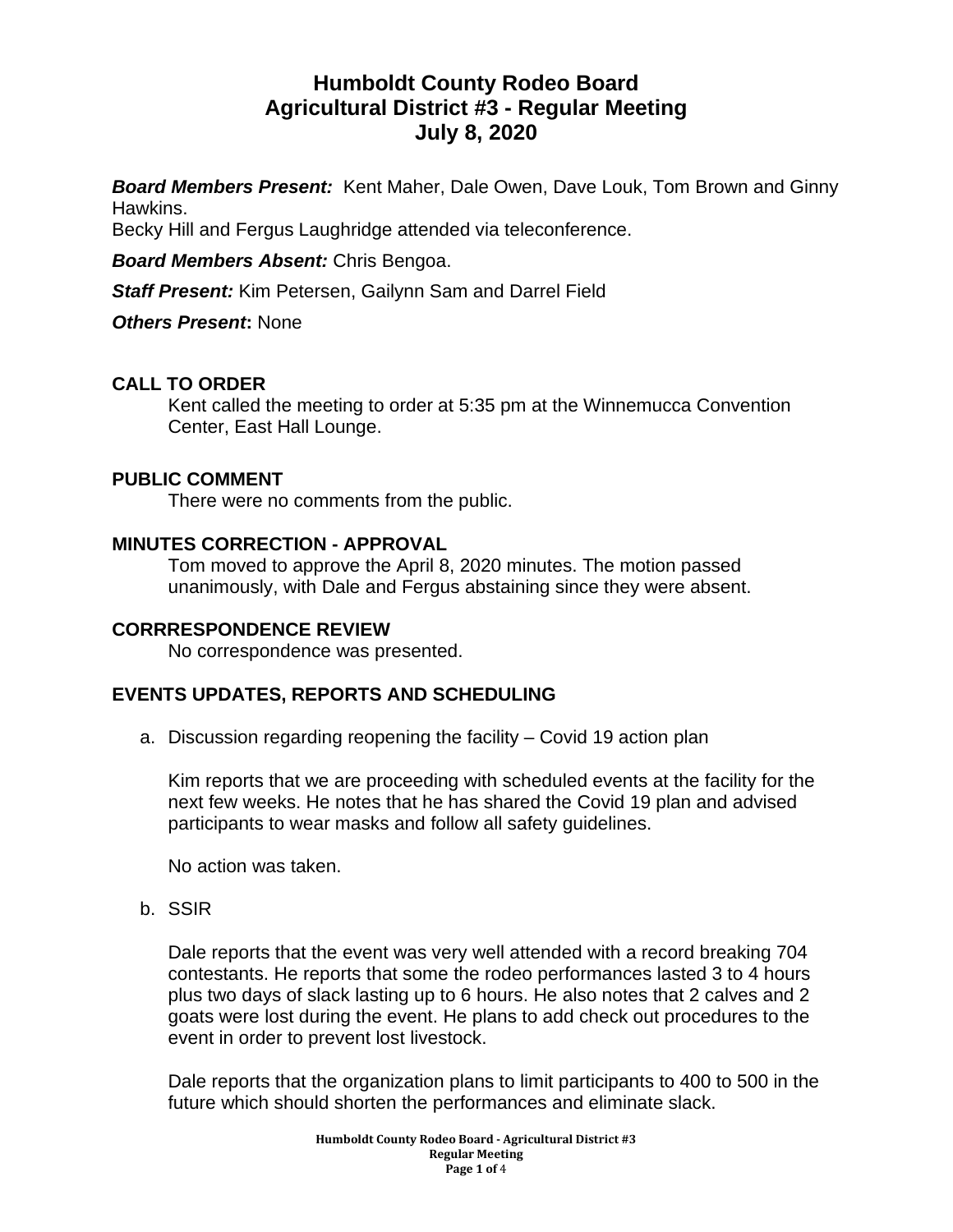# Humboldt County Rodeo Board
# Agricultural District #3 - Regular Meeting
# July 8, 2020

***Board Members Present:*** Kent Maher, Dale Owen, Dave Louk, Tom Brown and Ginny Hawkins.
Becky Hill and Fergus Laughridge attended via teleconference.

***Board Members Absent:*** Chris Bengoa.

***Staff Present:*** Kim Petersen, Gailynn Sam and Darrel Field

***Others Present*:** None

## CALL TO ORDER

Kent called the meeting to order at 5:35 pm at the Winnemucca Convention Center, East Hall Lounge.

## PUBLIC COMMENT

There were no comments from the public.

## MINUTES CORRECTION - APPROVAL

Tom moved to approve the April 8, 2020 minutes. The motion passed unanimously, with Dale and Fergus abstaining since they were absent.

## CORRRESPONDENCE REVIEW

No correspondence was presented.

## EVENTS UPDATES, REPORTS AND SCHEDULING

a. Discussion regarding reopening the facility – Covid 19 action plan

   Kim reports that we are proceeding with scheduled events at the facility for the next few weeks. He notes that he has shared the Covid 19 plan and advised participants to wear masks and follow all safety guidelines.

   No action was taken.

b. SSIR

   Dale reports that the event was very well attended with a record breaking 704 contestants. He reports that some the rodeo performances lasted 3 to 4 hours plus two days of slack lasting up to 6 hours. He also notes that 2 calves and 2 goats were lost during the event. He plans to add check out procedures to the event in order to prevent lost livestock.

   Dale reports that the organization plans to limit participants to 400 to 500 in the future which should shorten the performances and eliminate slack.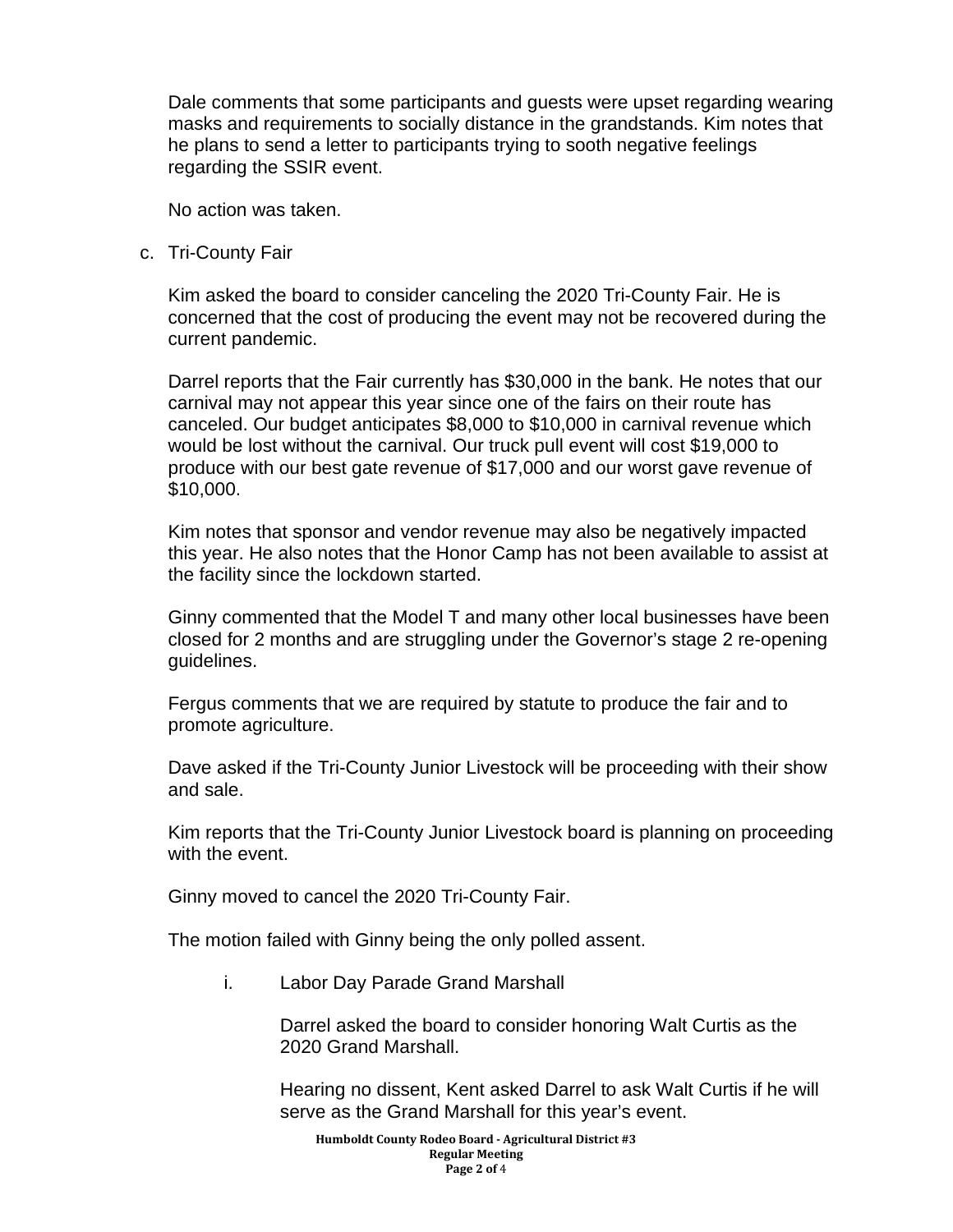Dale comments that some participants and guests were upset regarding wearing masks and requirements to socially distance in the grandstands. Kim notes that he plans to send a letter to participants trying to sooth negative feelings regarding the SSIR event.

No action was taken.

c. Tri-County Fair

Kim asked the board to consider canceling the 2020 Tri-County Fair. He is concerned that the cost of producing the event may not be recovered during the current pandemic.

Darrel reports that the Fair currently has $30,000 in the bank. He notes that our carnival may not appear this year since one of the fairs on their route has canceled. Our budget anticipates $8,000 to $10,000 in carnival revenue which would be lost without the carnival. Our truck pull event will cost $19,000 to produce with our best gate revenue of $17,000 and our worst gave revenue of $10,000.

Kim notes that sponsor and vendor revenue may also be negatively impacted this year. He also notes that the Honor Camp has not been available to assist at the facility since the lockdown started.

Ginny commented that the Model T and many other local businesses have been closed for 2 months and are struggling under the Governor's stage 2 re-opening guidelines.

Fergus comments that we are required by statute to produce the fair and to promote agriculture.

Dave asked if the Tri-County Junior Livestock will be proceeding with their show and sale.

Kim reports that the Tri-County Junior Livestock board is planning on proceeding with the event.

Ginny moved to cancel the 2020 Tri-County Fair.

The motion failed with Ginny being the only polled assent.

i. Labor Day Parade Grand Marshall

Darrel asked the board to consider honoring Walt Curtis as the 2020 Grand Marshall.

Hearing no dissent, Kent asked Darrel to ask Walt Curtis if he will serve as the Grand Marshall for this year's event.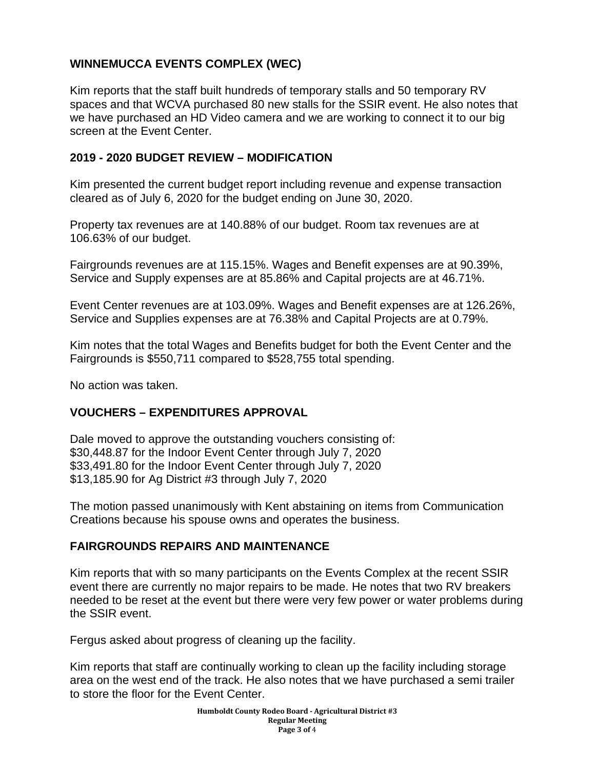## WINNEMUCCA EVENTS COMPLEX (WEC)

Kim reports that the staff built hundreds of temporary stalls and 50 temporary RV spaces and that WCVA purchased 80 new stalls for the SSIR event. He also notes that we have purchased an HD Video camera and we are working to connect it to our big screen at the Event Center.

## 2019 - 2020 BUDGET REVIEW – MODIFICATION

Kim presented the current budget report including revenue and expense transaction cleared as of July 6, 2020 for the budget ending on June 30, 2020.

Property tax revenues are at 140.88% of our budget. Room tax revenues are at 106.63% of our budget.

Fairgrounds revenues are at 115.15%. Wages and Benefit expenses are at 90.39%, Service and Supply expenses are at 85.86% and Capital projects are at 46.71%.

Event Center revenues are at 103.09%. Wages and Benefit expenses are at 126.26%, Service and Supplies expenses are at 76.38% and Capital Projects are at 0.79%.

Kim notes that the total Wages and Benefits budget for both the Event Center and the Fairgrounds is $550,711 compared to $528,755 total spending.

No action was taken.

## VOUCHERS – EXPENDITURES APPROVAL

Dale moved to approve the outstanding vouchers consisting of:
$30,448.87 for the Indoor Event Center through July 7, 2020
$33,491.80 for the Indoor Event Center through July 7, 2020
$13,185.90 for Ag District #3 through July 7, 2020

The motion passed unanimously with Kent abstaining on items from Communication Creations because his spouse owns and operates the business.

## FAIRGROUNDS REPAIRS AND MAINTENANCE

Kim reports that with so many participants on the Events Complex at the recent SSIR event there are currently no major repairs to be made. He notes that two RV breakers needed to be reset at the event but there were very few power or water problems during the SSIR event.

Fergus asked about progress of cleaning up the facility.

Kim reports that staff are continually working to clean up the facility including storage area on the west end of the track. He also notes that we have purchased a semi trailer to store the floor for the Event Center.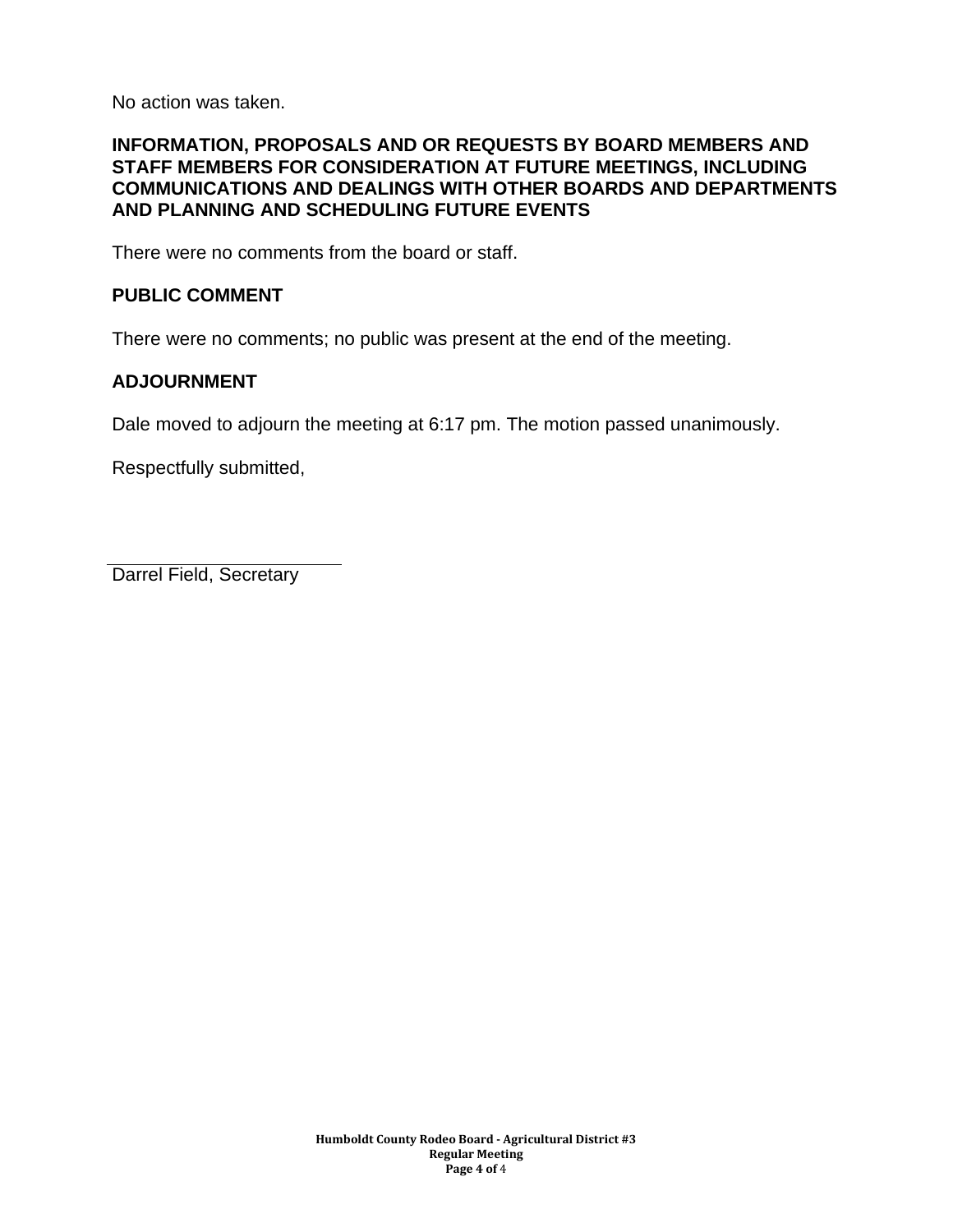No action was taken.

**INFORMATION, PROPOSALS AND OR REQUESTS BY BOARD MEMBERS AND STAFF MEMBERS FOR CONSIDERATION AT FUTURE MEETINGS, INCLUDING COMMUNICATIONS AND DEALINGS WITH OTHER BOARDS AND DEPARTMENTS AND PLANNING AND SCHEDULING FUTURE EVENTS**

There were no comments from the board or staff.

**PUBLIC COMMENT**

There were no comments; no public was present at the end of the meeting.

**ADJOURNMENT**

Dale moved to adjourn the meeting at 6:17 pm. The motion passed unanimously.

Respectfully submitted,

\_\_\_\_\_\_\_\_\_\_\_\_\_\_\_\_\_\_\_\_\_\_\_\_

Darrel Field, Secretary